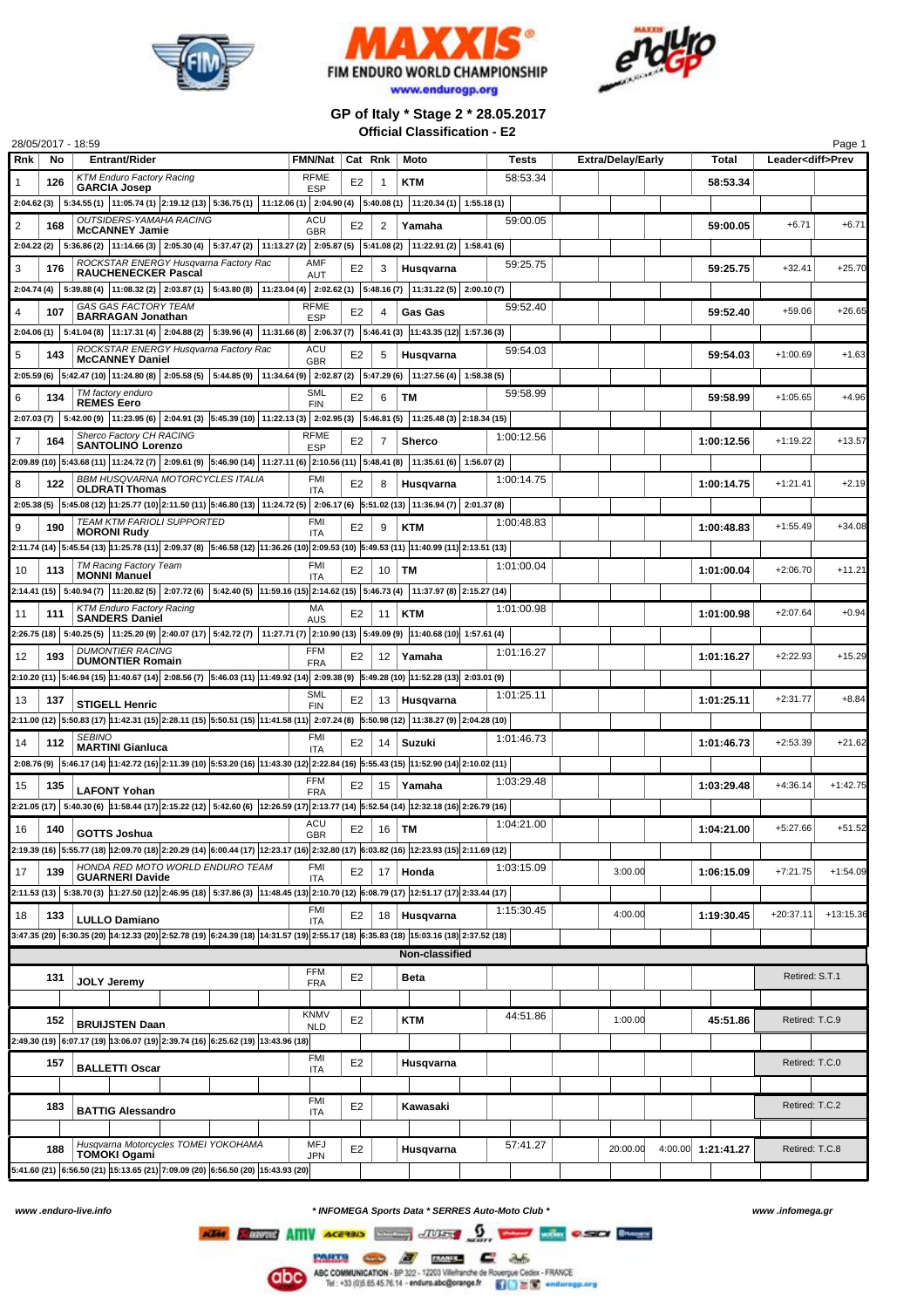# FIM ENDURO WORLD CHAMPIONSHIP

www.endurogp.org

## GP of Italy * Stage 2 * 28.05.2017

### Official Classification - E2

28/05/2017 - 18:59

| Rnk | No | Entrant/Rider | FMN/Nat | Cat | Rnk | Moto | Tests | Extra/Delay/Early | | Total | Leader<diff>Prev | |
|---|---|---|---|---|---|---|---|---|---|---|---|---|
| 1 | 126 | *KTM Enduro Factory Racing* **GARCIA Josep** | RFME ESP | E2 | 1 | **KTM** | 58:53.34 | | | **58:53.34** | | |
| | | 2:04.62 (3) 5:34.55 (1) 11:05.74 (1) 2:19.12 (13) 5:36.75 (1) 11:12.06 (1) 2:04.90 (4) 5:40.08 (1) 11:20.34 (1) 1:55.18 (1) | | | | | | | | | | |
| 2 | 168 | *OUTSIDERS-YAMAHA RACING* **McCANNEY Jamie** | ACU GBR | E2 | 2 | **Yamaha** | 59:00.05 | | | **59:00.05** | +6.71 | +6.71 |
| | | 2:04.22 (2) 5:36.86 (2) 11:14.66 (3) 2:05.30 (4) 5:37.47 (2) 11:13.27 (2) 2:05.87 (5) 5:41.08 (2) 11:22.91 (2) 1:58.41 (6) | | | | | | | | | | |
| 3 | 176 | *ROCKSTAR ENERGY Husqvarna Factory Rac* **RAUCHENECKER Pascal** | AMF AUT | E2 | 3 | **Husqvarna** | 59:25.75 | | | **59:25.75** | +32.41 | +25.70 |
| | | 2:04.74 (4) 5:39.88 (4) 11:08.32 (2) 2:03.87 (1) 5:43.80 (8) 11:23.04 (4) 2:02.62 (1) 5:48.16 (7) 11:31.22 (5) 2:00.10 (7) | | | | | | | | | | |
| 4 | 107 | *GAS GAS FACTORY TEAM* **BARRAGAN Jonathan** | RFME ESP | E2 | 4 | **Gas Gas** | 59:52.40 | | | **59:52.40** | +59.06 | +26.65 |
| | | 2:04.06 (1) 5:41.04 (8) 11:17.31 (4) 2:04.88 (2) 5:39.96 (4) 11:31.66 (8) 2:06.37 (7) 5:46.41 (3) 11:43.35 (12) 1:57.36 (3) | | | | | | | | | | |
| 5 | 143 | *ROCKSTAR ENERGY Husqvarna Factory Rac* **McCANNEY Daniel** | ACU GBR | E2 | 5 | **Husqvarna** | 59:54.03 | | | **59:54.03** | +1:00.69 | +1.63 |
| | | 2:05.59 (6) 5:42.47 (10) 11:24.80 (8) 2:05.58 (5) 5:44.85 (9) 11:34.64 (9) 2:02.87 (2) 5:47.29 (6) 11:27.56 (4) 1:58.38 (5) | | | | | | | | | | |
| 6 | 134 | *TM factory enduro* **REMES Eero** | SML FIN | E2 | 6 | **TM** | 59:58.99 | | | **59:58.99** | +1:05.65 | +4.96 |
| | | 2:07.03 (7) 5:42.00 (9) 11:23.95 (6) 2:04.91 (3) 5:45.39 (10) 11:22.13 (3) 2:02.95 (3) 5:46.81 (5) 11:25.48 (3) 2:18.34 (15) | | | | | | | | | | |
| 7 | 164 | *Sherco Factory CH RACING* **SANTOLINO Lorenzo** | RFME ESP | E2 | 7 | **Sherco** | 1:00:12.56 | | | **1:00:12.56** | +1:19.22 | +13.57 |
| | | 2:09.89 (10) 5:43.68 (11) 11:24.72 (7) 2:09.61 (9) 5:46.90 (14) 11:27.11 (6) 2:10.56 (11) 5:48.41 (8) 11:35.61 (6) 1:56.07 (2) | | | | | | | | | | |
| 8 | 122 | *BBM HUSQVARNA MOTORCYCLES ITALIA* **OLDRATI Thomas** | FMI ITA | E2 | 8 | **Husqvarna** | 1:00:14.75 | | | **1:00:14.75** | +1:21.41 | +2.19 |
| | | 2:05.38 (5) 5:45.08 (12) 11:25.77 (10) 2:11.50 (11) 5:46.80 (13) 11:24.72 (5) 2:06.17 (6) 5:51.02 (13) 11:36.94 (7) 2:01.37 (8) | | | | | | | | | | |
| 9 | 190 | *TEAM KTM FARIOLI SUPPORTED* **MORONI Rudy** | FMI ITA | E2 | 9 | **KTM** | 1:00:48.83 | | | **1:00:48.83** | +1:55.49 | +34.08 |
| | | 2:11.74 (14) 5:45.54 (13) 11:25.78 (11) 2:09.37 (8) 5:46.58 (12) 11:36.26 (10) 2:09.53 (10) 5:49.53 (11) 11:40.99 (11) 2:13.51 (13) | | | | | | | | | | |
| 10 | 113 | *TM Racing Factory Team* **MONNI Manuel** | FMI ITA | E2 | 10 | **TM** | 1:01:00.04 | | | **1:01:00.04** | +2:06.70 | +11.21 |
| | | 2:14.41 (15) 5:40.94 (7) 11:20.82 (5) 2:07.72 (6) 5:42.40 (5) 11:59.16 (15) 2:14.62 (15) 5:46.73 (4) 11:37.97 (8) 2:15.27 (14) | | | | | | | | | | |
| 11 | 111 | *KTM Enduro Factory Racing* **SANDERS Daniel** | MA AUS | E2 | 11 | **KTM** | 1:01:00.98 | | | **1:01:00.98** | +2:07.64 | +0.94 |
| | | 2:26.75 (18) 5:40.25 (5) 11:25.20 (9) 2:40.07 (17) 5:42.72 (7) 11:27.71 (7) 2:10.90 (13) 5:49.09 (9) 11:40.68 (10) 1:57.61 (4) | | | | | | | | | | |
| 12 | 193 | *DUMONTIER RACING* **DUMONTIER Romain** | FFM FRA | E2 | 12 | **Yamaha** | 1:01:16.27 | | | **1:01:16.27** | +2:22.93 | +15.29 |
| | | 2:10.20 (11) 5:46.94 (15) 11:40.67 (14) 2:08.56 (7) 5:46.03 (11) 11:49.92 (14) 2:09.38 (9) 5:49.28 (10) 11:52.28 (13) 2:03.01 (9) | | | | | | | | | | |
| 13 | 137 | **STIGELL Henric** | SML FIN | E2 | 13 | **Husqvarna** | 1:01:25.11 | | | **1:01:25.11** | +2:31.77 | +8.84 |
| | | 2:11.00 (12) 5:50.83 (17) 11:42.31 (15) 2:28.11 (15) 5:50.51 (15) 11:41.58 (11) 2:07.24 (8) 5:50.98 (12) 11:38.27 (9) 2:04.28 (10) | | | | | | | | | | |
| 14 | 112 | *SEBINO* **MARTINI Gianluca** | FMI ITA | E2 | 14 | **Suzuki** | 1:01:46.73 | | | **1:01:46.73** | +2:53.39 | +21.62 |
| | | 2:08.76 (9) 5:46.17 (14) 11:42.72 (16) 2:11.39 (10) 5:53.20 (16) 11:43.30 (12) 2:22.84 (16) 5:55.43 (15) 11:52.90 (14) 2:10.02 (11) | | | | | | | | | | |
| 15 | 135 | **LAFONT Yohan** | FFM FRA | E2 | 15 | **Yamaha** | 1:03:29.48 | | | **1:03:29.48** | +4:36.14 | +1:42.75 |
| | | 2:21.05 (17) 5:40.30 (6) 11:58.44 (17) 2:15.22 (12) 5:42.60 (6) 12:26.59 (17) 2:13.77 (14) 5:52.54 (14) 12:32.18 (16) 2:26.79 (16) | | | | | | | | | | |
| 16 | 140 | **GOTTS Joshua** | ACU GBR | E2 | 16 | **TM** | 1:04:21.00 | | | **1:04:21.00** | +5:27.66 | +51.52 |
| | | 2:19.39 (16) 5:55.77 (18) 12:09.70 (18) 2:20.29 (14) 6:00.44 (17) 12:23.17 (16) 2:32.80 (17) 6:03.82 (16) 12:23.93 (15) 2:11.69 (12) | | | | | | | | | | |
| 17 | 139 | *HONDA RED MOTO WORLD ENDURO TEAM* **GUARNERI Davide** | FMI ITA | E2 | 17 | **Honda** | 1:03:15.09 | 3:00.00 | | **1:06:15.09** | +7:21.75 | +1:54.09 |
| | | 2:11.53 (13) 5:38.70 (3) 11:27.50 (12) 2:46.95 (18) 5:37.86 (3) 11:48.45 (13) 2:10.70 (12) 6:08.79 (17) 12:51.17 (17) 2:33.44 (17) | | | | | | | | | | |
| 18 | 133 | **LULLO Damiano** | FMI ITA | E2 | 18 | **Husqvarna** | 1:15:30.45 | 4:00.00 | | **1:19:30.45** | +20:37.11 | +13:15.36 |
| | | 3:47.35 (20) 6:30.35 (20) 14:12.33 (20) 2:52.78 (19) 6:24.39 (18) 14:31.57 (19) 2:55.17 (18) 6:35.83 (18) 15:03.16 (18) 2:37.52 (18) | | | | | | | | | | |
| | | | | | | **Non-classified** | | | | | | |
| | 131 | **JOLY Jeremy** | FFM FRA | E2 | | **Beta** | | | | | Retired: S.T.1 | |
| | 152 | **BRUIJSTEN Daan** | KNMV NLD | E2 | | **KTM** | 44:51.86 | 1:00.00 | | **45:51.86** | Retired: T.C.9 | |
| | | 2:49.30 (19) 6:07.17 (19) 13:06.07 (19) 2:39.74 (16) 6:25.62 (19) 13:43.96 (18) | | | | | | | | | | |
| | 157 | **BALLETTI Oscar** | FMI ITA | E2 | | **Husqvarna** | | | | | Retired: T.C.0 | |
| | 183 | **BATTIG Alessandro** | FMI ITA | E2 | | **Kawasaki** | | | | | Retired: T.C.2 | |
| | 188 | *Husqvarna Motorcycles TOMEI YOKOHAMA* **TOMOKI Ogami** | MFJ JPN | E2 | | **Husqvarna** | 57:41.27 | 20:00.00 | 4:00.00 | **1:21:41.27** | Retired: T.C.8 | |
| | | 5:41.60 (21) 6:56.50 (21) 15:13.65 (21) 7:09.09 (20) 6:56.50 (20) 15:43.93 (20) | | | | | | | | | | |

www.enduro-live.info — * INFOMEGA Sports Data * SERRES Auto-Moto Club * — www.infomega.gr

ABC COMMUNICATION - BP 322 - 12203 Villefranche de Rouergue Cedex - FRANCE
Tel : +33 (0)5.65.45.76.14 - enduro.abc@orange.fr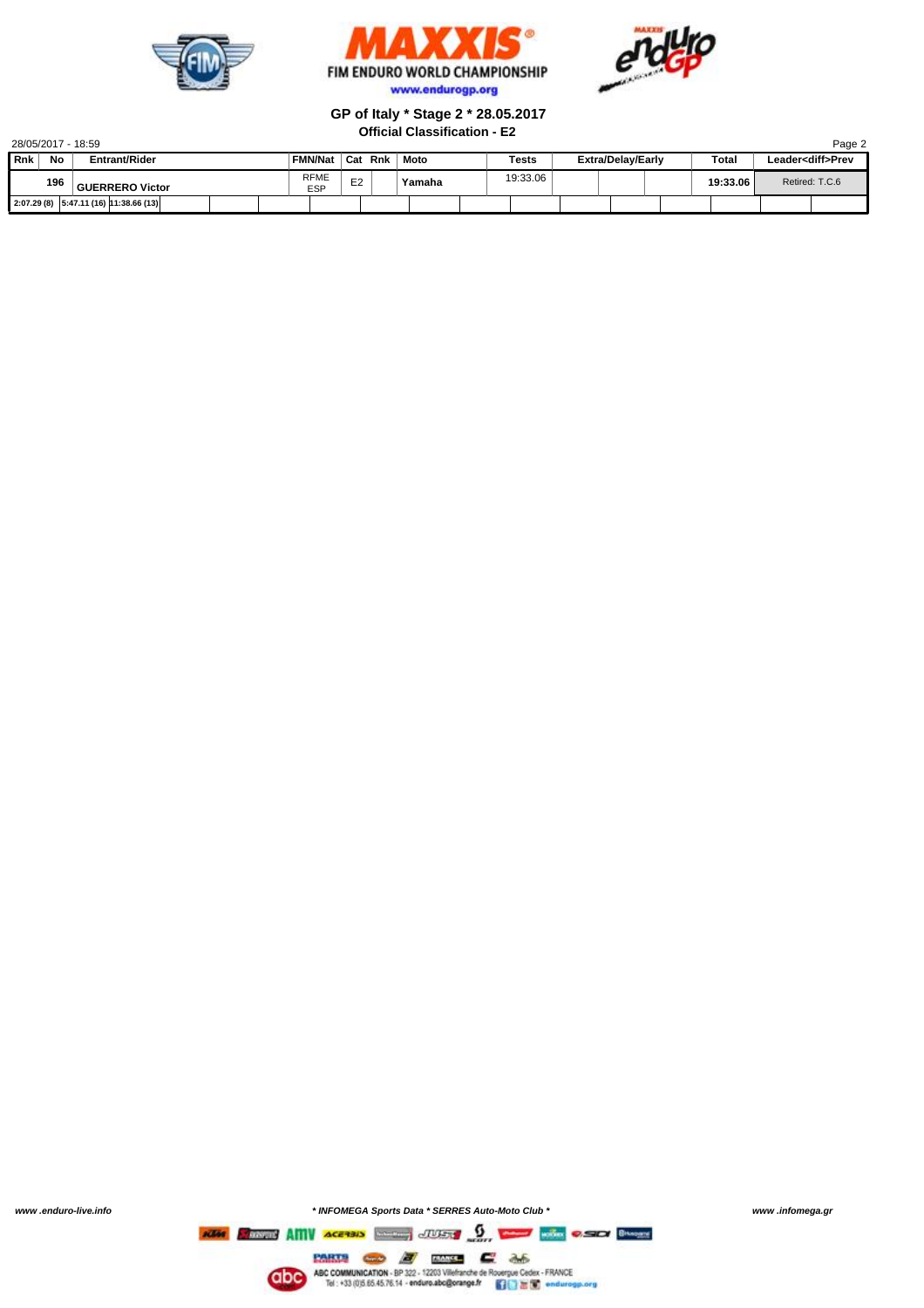### GP of Italy * Stage 2 * 28.05.2017

**Official Classification - E2**

28/05/2017 - 18:59

| Rnk | No | Entrant/Rider | FMN/Nat | Cat | Rnk | Moto | Tests | Extra/Delay/Early | Total | Leader<diff>Prev |
|---|---|---|---|---|---|---|---|---|---|---|
| | 196 | **GUERRERO Victor** | RFME ESP | E2 | | **Yamaha** | 19:33.06 | | **19:33.06** | Retired: T.C.6 |
| 2:07.29 (8) | 5:47.11 (16) | 11:38.66 (13) | | | | | | | | |

*www .enduro-live.info* — ** INFOMEGA Sports Data * SERRES Auto-Moto Club ** — *www .infomega.gr*

ABC COMMUNICATION - BP 322 - 12203 Villefranche de Rouergue Cedex - FRANCE
Tel : +33 (0)5.65.45.76.14 - enduro.abc@orange.fr